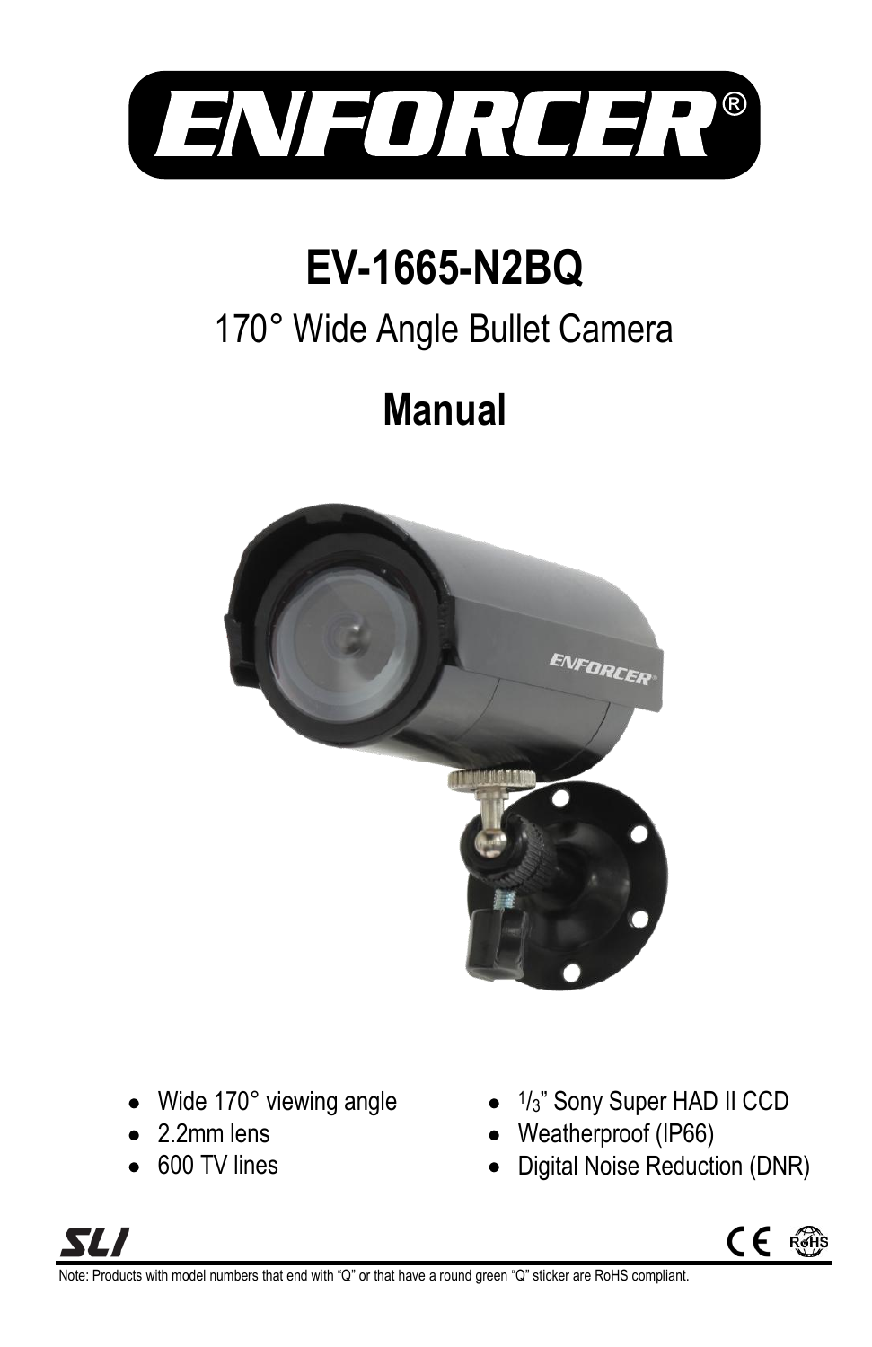# ENFORCER®

# EV-1665-N2BQ

## 170° Wide Angle Bullet Camera

# Manual

- Wide 170° viewing angle
- 2.2mm lens
- 600 TV lines
- 1/3" Sony Super HAD II CCD
- Weatherproof (IP66)
- Digital Noise Reduction (DNR)

Note: Products with model numbers that end with "Q" or that have a round green "Q" sticker are RoHS compliant.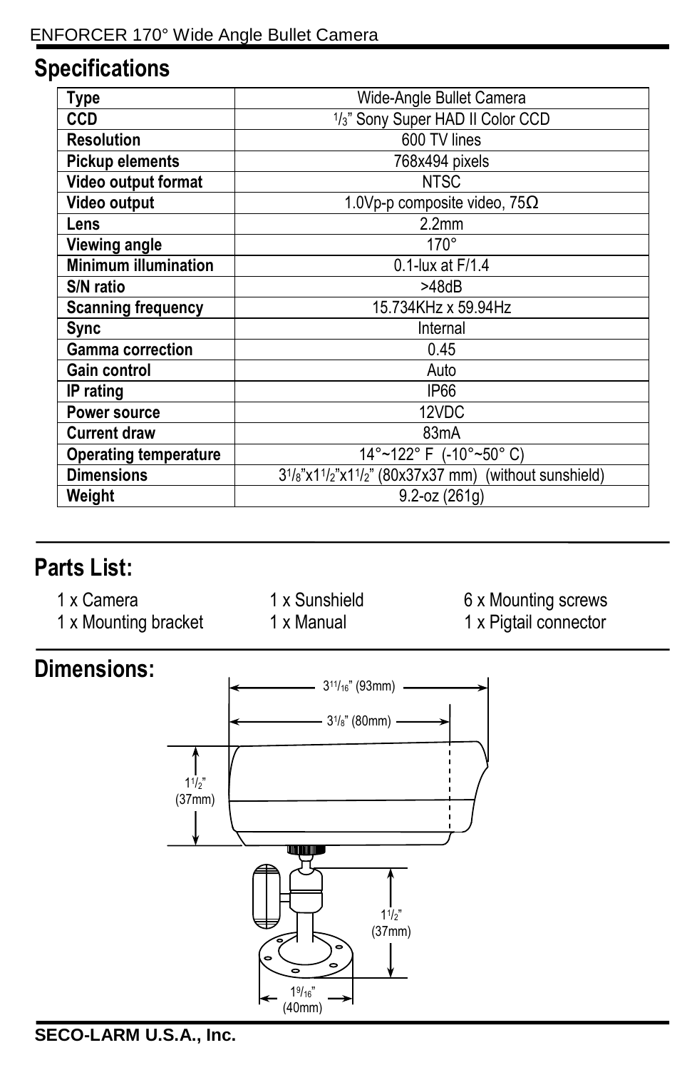## Specifications

| Type | Wide-Angle Bullet Camera |
|---|---|
| CCD | 1/3" Sony Super HAD II Color CCD |
| Resolution | 600 TV lines |
| Pickup elements | 768x494 pixels |
| Video output format | NTSC |
| Video output | 1.0Vp-p composite video, 75Ω |
| Lens | 2.2mm |
| Viewing angle | 170° |
| Minimum illumination | 0.1-lux at F/1.4 |
| S/N ratio | >48dB |
| Scanning frequency | 15.734KHz x 59.94Hz |
| Sync | Internal |
| Gamma correction | 0.45 |
| Gain control | Auto |
| IP rating | IP66 |
| Power source | 12VDC |
| Current draw | 83mA |
| Operating temperature | 14°~122° F (-10°~50° C) |
| Dimensions | 3 1/8"x1 1/2"x1 1/2" (80x37x37 mm) (without sunshield) |
| Weight | 9.2-oz (261g) |

## Parts List:

- 1 x Camera
- 1 x Mounting bracket
- 1 x Sunshield
- 1 x Manual
- 6 x Mounting screws
- 1 x Pigtail connector

## Dimensions:

3 11/16" (93mm)

3 1/8" (80mm)

1 1/2" (37mm)

1 1/2" (37mm)

1 9/16" (40mm)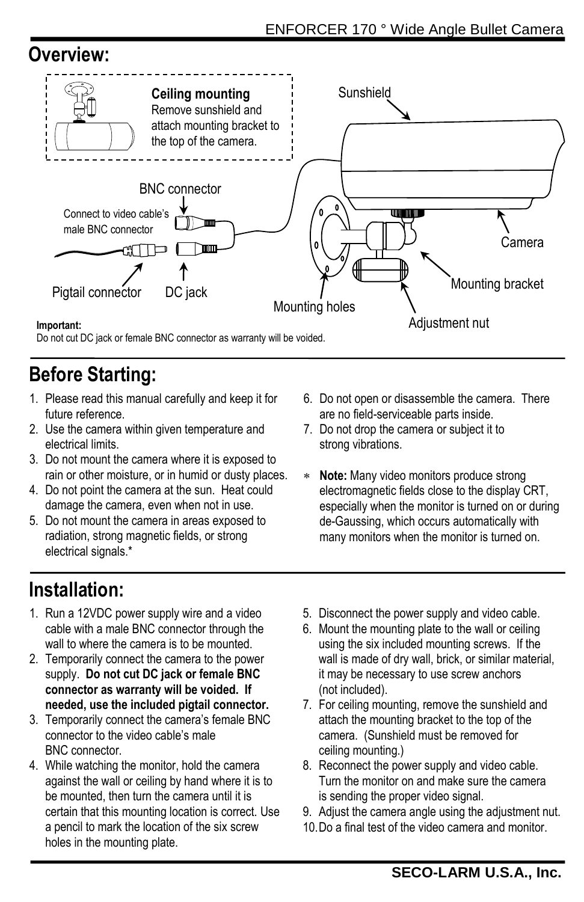## Overview:

**Ceiling mounting**
Remove sunshield and attach mounting bracket to the top of the camera.

Sunshield

BNC connector

Connect to video cable's male BNC connector

Camera

Mounting bracket

Pigtail connector

DC jack

Mounting holes

Adjustment nut

**Important:**
Do not cut DC jack or female BNC connector as warranty will be voided.

## Before Starting:

1. Please read this manual carefully and keep it for future reference.
2. Use the camera within given temperature and electrical limits.
3. Do not mount the camera where it is exposed to rain or other moisture, or in humid or dusty places.
4. Do not point the camera at the sun. Heat could damage the camera, even when not in use.
5. Do not mount the camera in areas exposed to radiation, strong magnetic fields, or strong electrical signals.*
6. Do not open or disassemble the camera. There are no field-serviceable parts inside.
7. Do not drop the camera or subject it to strong vibrations.

* **Note:** Many video monitors produce strong electromagnetic fields close to the display CRT, especially when the monitor is turned on or during de-Gaussing, which occurs automatically with many monitors when the monitor is turned on.

## Installation:

1. Run a 12VDC power supply wire and a video cable with a male BNC connector through the wall to where the camera is to be mounted.
2. Temporarily connect the camera to the power supply. **Do not cut DC jack or female BNC connector as warranty will be voided. If needed, use the included pigtail connector.**
3. Temporarily connect the camera's female BNC connector to the video cable's male BNC connector.
4. While watching the monitor, hold the camera against the wall or ceiling by hand where it is to be mounted, then turn the camera until it is certain that this mounting location is correct. Use a pencil to mark the location of the six screw holes in the mounting plate.
5. Disconnect the power supply and video cable.
6. Mount the mounting plate to the wall or ceiling using the six included mounting screws. If the wall is made of dry wall, brick, or similar material, it may be necessary to use screw anchors (not included).
7. For ceiling mounting, remove the sunshield and attach the mounting bracket to the top of the camera. (Sunshield must be removed for ceiling mounting.)
8. Reconnect the power supply and video cable. Turn the monitor on and make sure the camera is sending the proper video signal.
9. Adjust the camera angle using the adjustment nut.
10. Do a final test of the video camera and monitor.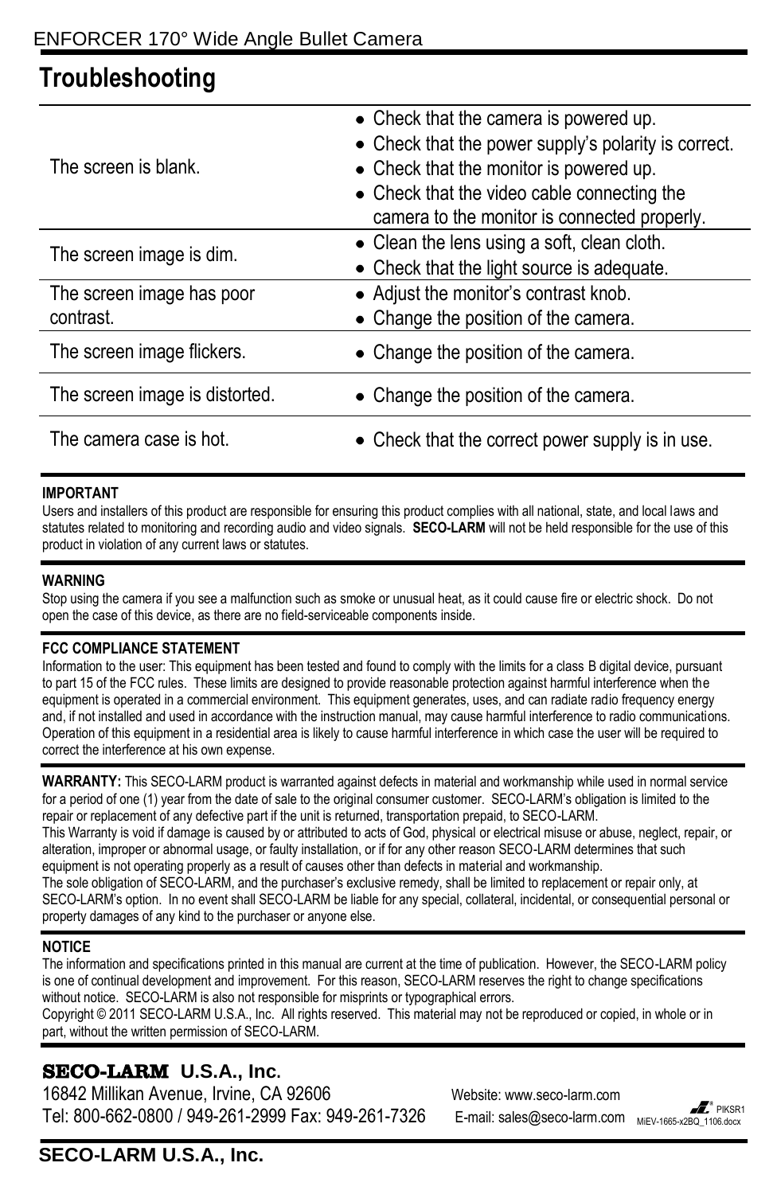## Troubleshooting

| | |
|---|---|
| The screen is blank. | • Check that the camera is powered up.<br>• Check that the power supply's polarity is correct.<br>• Check that the monitor is powered up.<br>• Check that the video cable connecting the camera to the monitor is connected properly. |
| The screen image is dim. | • Clean the lens using a soft, clean cloth.<br>• Check that the light source is adequate. |
| The screen image has poor contrast. | • Adjust the monitor's contrast knob.<br>• Change the position of the camera. |
| The screen image flickers. | • Change the position of the camera. |
| The screen image is distorted. | • Change the position of the camera. |
| The camera case is hot. | • Check that the correct power supply is in use. |

**IMPORTANT**

Users and installers of this product are responsible for ensuring this product complies with all national, state, and local laws and statutes related to monitoring and recording audio and video signals. **SECO-LARM** will not be held responsible for the use of this product in violation of any current laws or statutes.

**WARNING**

Stop using the camera if you see a malfunction such as smoke or unusual heat, as it could cause fire or electric shock. Do not open the case of this device, as there are no field-serviceable components inside.

**FCC COMPLIANCE STATEMENT**

Information to the user: This equipment has been tested and found to comply with the limits for a class B digital device, pursuant to part 15 of the FCC rules. These limits are designed to provide reasonable protection against harmful interference when the equipment is operated in a commercial environment. This equipment generates, uses, and can radiate radio frequency energy and, if not installed and used in accordance with the instruction manual, may cause harmful interference to radio communications. Operation of this equipment in a residential area is likely to cause harmful interference in which case the user will be required to correct the interference at his own expense.

**WARRANTY:** This SECO-LARM product is warranted against defects in material and workmanship while used in normal service for a period of one (1) year from the date of sale to the original consumer customer. SECO-LARM's obligation is limited to the repair or replacement of any defective part if the unit is returned, transportation prepaid, to SECO-LARM.
This Warranty is void if damage is caused by or attributed to acts of God, physical or electrical misuse or abuse, neglect, repair, or alteration, improper or abnormal usage, or faulty installation, or if for any other reason SECO-LARM determines that such equipment is not operating properly as a result of causes other than defects in material and workmanship.
The sole obligation of SECO-LARM, and the purchaser's exclusive remedy, shall be limited to replacement or repair only, at SECO-LARM's option. In no event shall SECO-LARM be liable for any special, collateral, incidental, or consequential personal or property damages of any kind to the purchaser or anyone else.

**NOTICE**

The information and specifications printed in this manual are current at the time of publication. However, the SECO-LARM policy is one of continual development and improvement. For this reason, SECO-LARM reserves the right to change specifications without notice. SECO-LARM is also not responsible for misprints or typographical errors.
Copyright © 2011 SECO-LARM U.S.A., Inc. All rights reserved. This material may not be reproduced or copied, in whole or in part, without the written permission of SECO-LARM.

**SECO-LARM U.S.A., Inc.**
16842 Millikan Avenue, Irvine, CA 92606
Tel: 800-662-0800 / 949-261-2999 Fax: 949-261-7326
Website: www.seco-larm.com
E-mail: sales@seco-larm.com

PIKSR1
MiEV-1665-x2BQ_1106.docx